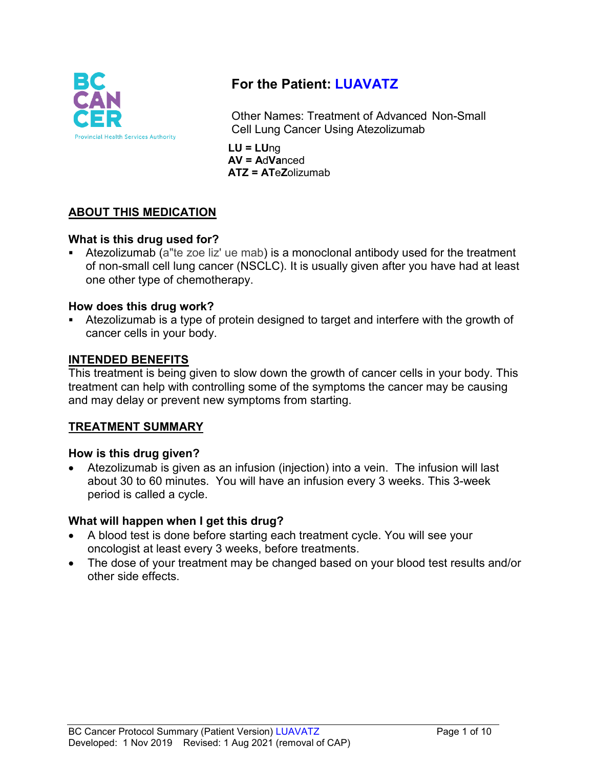# For the Patient: LUAVATZ

Other Names: Treatment of Advanced Non-Small Cell Lung Cancer Using Atezolizumab

**LU = LU**ng
**AV = A**d**Va**nced
**ATZ = AT**e**Z**olizumab

## ABOUT THIS MEDICATION

### What is this drug used for?

- Atezolizumab (a"te zoe liz' ue mab) is a monoclonal antibody used for the treatment of non-small cell lung cancer (NSCLC). It is usually given after you have had at least one other type of chemotherapy.

### How does this drug work?

- Atezolizumab is a type of protein designed to target and interfere with the growth of cancer cells in your body.

## INTENDED BENEFITS

This treatment is being given to slow down the growth of cancer cells in your body. This treatment can help with controlling some of the symptoms the cancer may be causing and may delay or prevent new symptoms from starting.

## TREATMENT SUMMARY

### How is this drug given?

- Atezolizumab is given as an infusion (injection) into a vein. The infusion will last about 30 to 60 minutes. You will have an infusion every 3 weeks. This 3-week period is called a cycle.

### What will happen when I get this drug?

- A blood test is done before starting each treatment cycle. You will see your oncologist at least every 3 weeks, before treatments.
- The dose of your treatment may be changed based on your blood test results and/or other side effects.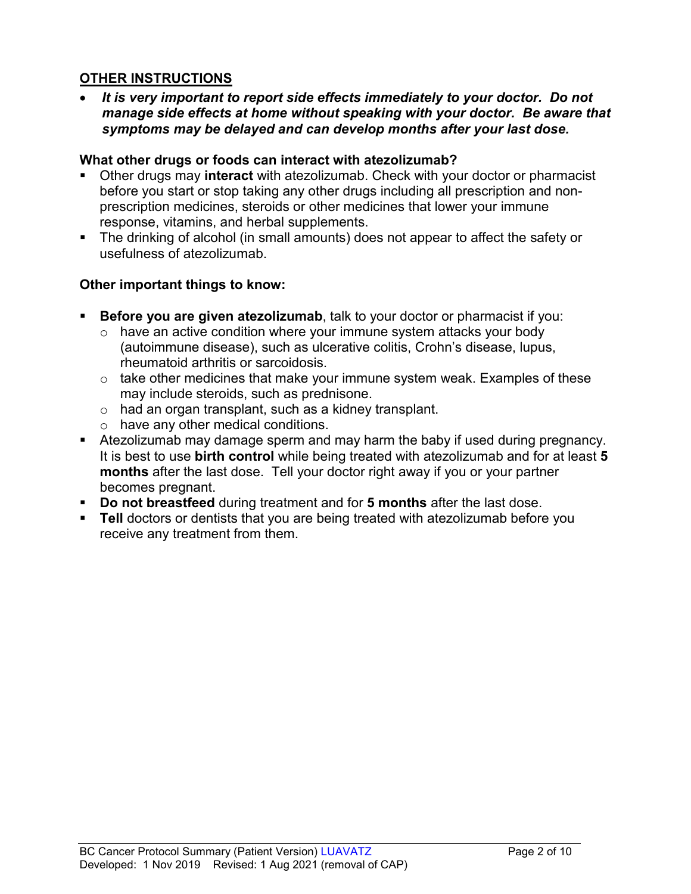## OTHER INSTRUCTIONS

- ***It is very important to report side effects immediately to your doctor. Do not manage side effects at home without speaking with your doctor. Be aware that symptoms may be delayed and can develop months after your last dose.***

### What other drugs or foods can interact with atezolizumab?

- Other drugs may **interact** with atezolizumab. Check with your doctor or pharmacist before you start or stop taking any other drugs including all prescription and non-prescription medicines, steroids or other medicines that lower your immune response, vitamins, and herbal supplements.
- The drinking of alcohol (in small amounts) does not appear to affect the safety or usefulness of atezolizumab.

### Other important things to know:

- **Before you are given atezolizumab**, talk to your doctor or pharmacist if you:
  - have an active condition where your immune system attacks your body (autoimmune disease), such as ulcerative colitis, Crohn's disease, lupus, rheumatoid arthritis or sarcoidosis.
  - take other medicines that make your immune system weak. Examples of these may include steroids, such as prednisone.
  - had an organ transplant, such as a kidney transplant.
  - have any other medical conditions.
- Atezolizumab may damage sperm and may harm the baby if used during pregnancy. It is best to use **birth control** while being treated with atezolizumab and for at least **5 months** after the last dose. Tell your doctor right away if you or your partner becomes pregnant.
- **Do not breastfeed** during treatment and for **5 months** after the last dose.
- **Tell** doctors or dentists that you are being treated with atezolizumab before you receive any treatment from them.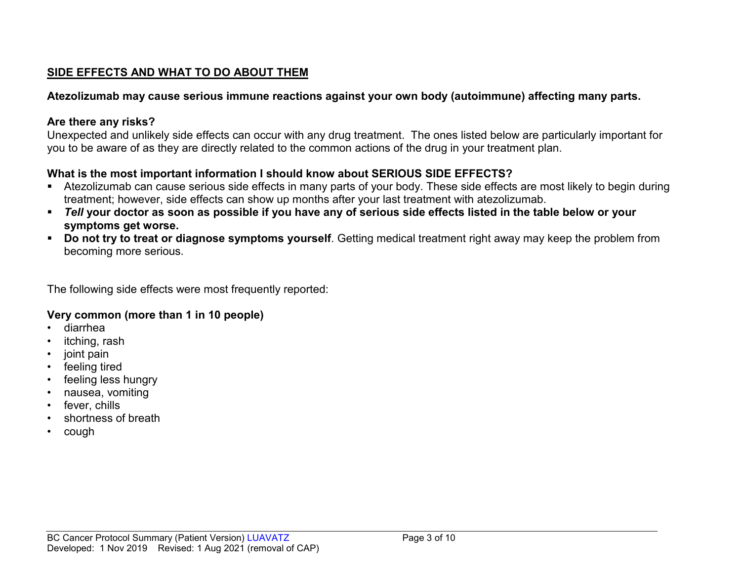## SIDE EFFECTS AND WHAT TO DO ABOUT THEM

**Atezolizumab may cause serious immune reactions against your own body (autoimmune) affecting many parts.**

**Are there any risks?**

Unexpected and unlikely side effects can occur with any drug treatment. The ones listed below are particularly important for you to be aware of as they are directly related to the common actions of the drug in your treatment plan.

**What is the most important information I should know about SERIOUS SIDE EFFECTS?**

- Atezolizumab can cause serious side effects in many parts of your body. These side effects are most likely to begin during treatment; however, side effects can show up months after your last treatment with atezolizumab.
- ***Tell* your doctor as soon as possible if you have any of serious side effects listed in the table below or your symptoms get worse.**
- **Do not try to treat or diagnose symptoms yourself**. Getting medical treatment right away may keep the problem from becoming more serious.

The following side effects were most frequently reported:

**Very common (more than 1 in 10 people)**

- diarrhea
- itching, rash
- joint pain
- feeling tired
- feeling less hungry
- nausea, vomiting
- fever, chills
- shortness of breath
- cough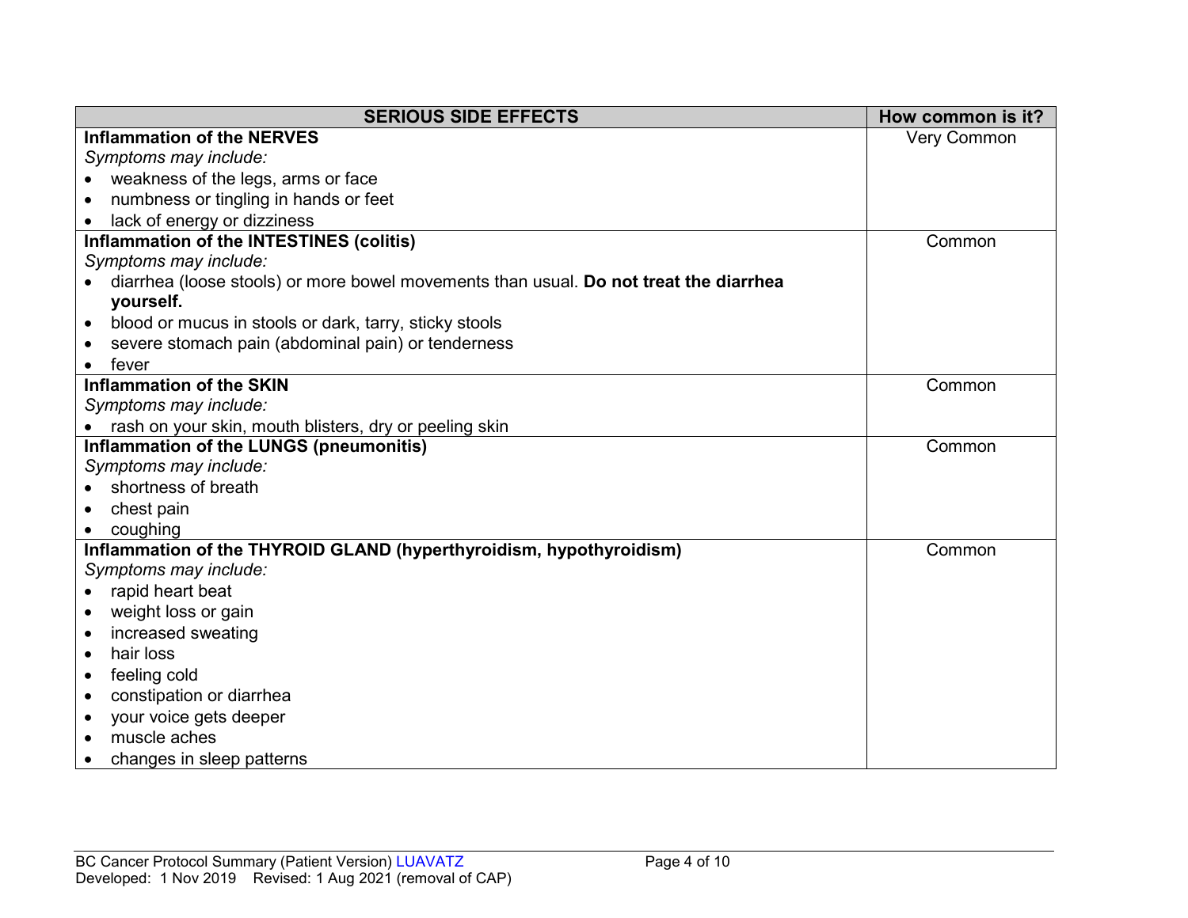| SERIOUS SIDE EFFECTS | How common is it? |
|---|---|
| **Inflammation of the NERVES**<br>*Symptoms may include:*<br>• weakness of the legs, arms or face<br>• numbness or tingling in hands or feet<br>• lack of energy or dizziness | Very Common |
| **Inflammation of the INTESTINES (colitis)**<br>*Symptoms may include:*<br>• diarrhea (loose stools) or more bowel movements than usual. **Do not treat the diarrhea yourself.**<br>• blood or mucus in stools or dark, tarry, sticky stools<br>• severe stomach pain (abdominal pain) or tenderness<br>• fever | Common |
| **Inflammation of the SKIN**<br>*Symptoms may include:*<br>• rash on your skin, mouth blisters, dry or peeling skin | Common |
| **Inflammation of the LUNGS (pneumonitis)**<br>*Symptoms may include:*<br>• shortness of breath<br>• chest pain<br>• coughing | Common |
| **Inflammation of the THYROID GLAND (hyperthyroidism, hypothyroidism)**<br>*Symptoms may include:*<br>• rapid heart beat<br>• weight loss or gain<br>• increased sweating<br>• hair loss<br>• feeling cold<br>• constipation or diarrhea<br>• your voice gets deeper<br>• muscle aches<br>• changes in sleep patterns | Common |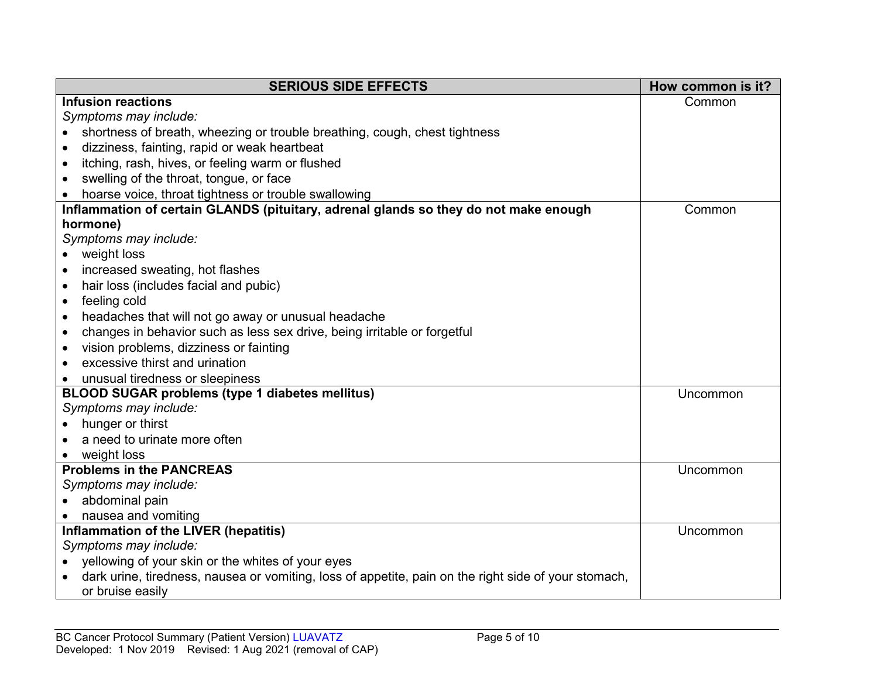| SERIOUS SIDE EFFECTS | How common is it? |
|---|---|
| **Infusion reactions**<br>*Symptoms may include:*<br>• shortness of breath, wheezing or trouble breathing, cough, chest tightness<br>• dizziness, fainting, rapid or weak heartbeat<br>• itching, rash, hives, or feeling warm or flushed<br>• swelling of the throat, tongue, or face<br>• hoarse voice, throat tightness or trouble swallowing | Common |
| **Inflammation of certain GLANDS (pituitary, adrenal glands so they do not make enough hormone)**<br>*Symptoms may include:*<br>• weight loss<br>• increased sweating, hot flashes<br>• hair loss (includes facial and pubic)<br>• feeling cold<br>• headaches that will not go away or unusual headache<br>• changes in behavior such as less sex drive, being irritable or forgetful<br>• vision problems, dizziness or fainting<br>• excessive thirst and urination<br>• unusual tiredness or sleepiness | Common |
| **BLOOD SUGAR problems (type 1 diabetes mellitus)**<br>*Symptoms may include:*<br>• hunger or thirst<br>• a need to urinate more often<br>• weight loss | Uncommon |
| **Problems in the PANCREAS**<br>*Symptoms may include:*<br>• abdominal pain<br>• nausea and vomiting | Uncommon |
| **Inflammation of the LIVER (hepatitis)**<br>*Symptoms may include:*<br>• yellowing of your skin or the whites of your eyes<br>• dark urine, tiredness, nausea or vomiting, loss of appetite, pain on the right side of your stomach, or bruise easily | Uncommon |

BC Cancer Protocol Summary (Patient Version) LUAVATZ
Developed: 1 Nov 2019 Revised: 1 Aug 2021 (removal of CAP)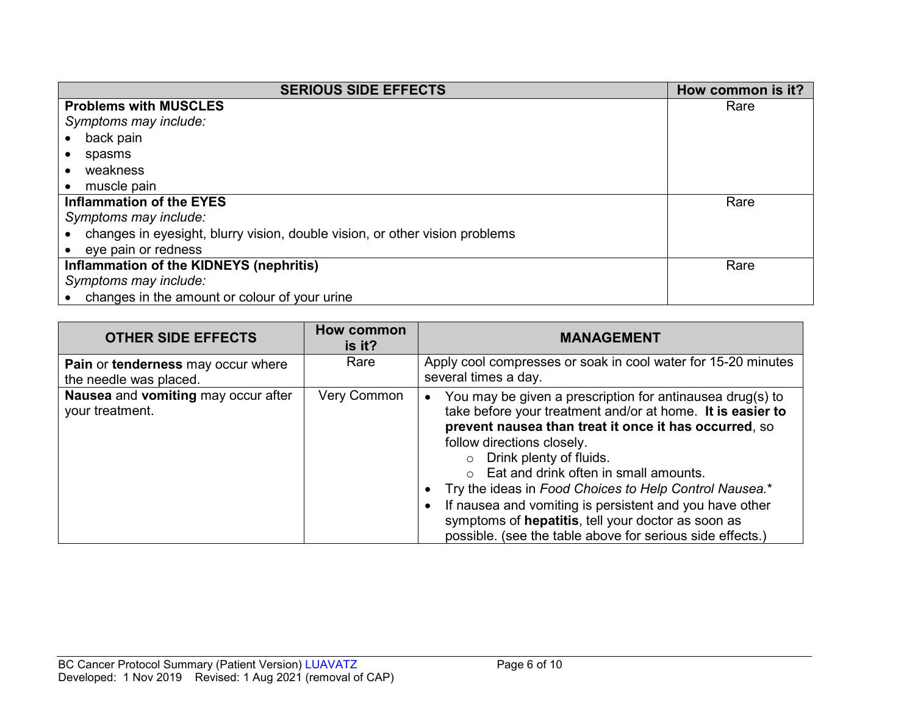| SERIOUS SIDE EFFECTS | How common is it? |
|---|---|
| **Problems with MUSCLES**<br>*Symptoms may include:*<br>• back pain<br>• spasms<br>• weakness<br>• muscle pain | Rare |
| **Inflammation of the EYES**<br>*Symptoms may include:*<br>• changes in eyesight, blurry vision, double vision, or other vision problems<br>• eye pain or redness | Rare |
| **Inflammation of the KIDNEYS (nephritis)**<br>*Symptoms may include:*<br>• changes in the amount or colour of your urine | Rare |

| OTHER SIDE EFFECTS | How common is it? | MANAGEMENT |
|---|---|---|
| **Pain** or **tenderness** may occur where the needle was placed. | Rare | Apply cool compresses or soak in cool water for 15-20 minutes several times a day. |
| **Nausea** and **vomiting** may occur after your treatment. | Very Common | • You may be given a prescription for antinausea drug(s) to take before your treatment and/or at home. **It is easier to prevent nausea than treat it once it has occurred**, so follow directions closely.<br>&nbsp;&nbsp;&nbsp;&nbsp;○ Drink plenty of fluids.<br>&nbsp;&nbsp;&nbsp;&nbsp;○ Eat and drink often in small amounts.<br>• Try the ideas in *Food Choices to Help Control Nausea.**<br>• If nausea and vomiting is persistent and you have other symptoms of **hepatitis**, tell your doctor as soon as possible. (see the table above for serious side effects.) |

BC Cancer Protocol Summary (Patient Version) LUAVATZ
Developed: 1 Nov 2019 Revised: 1 Aug 2021 (removal of CAP)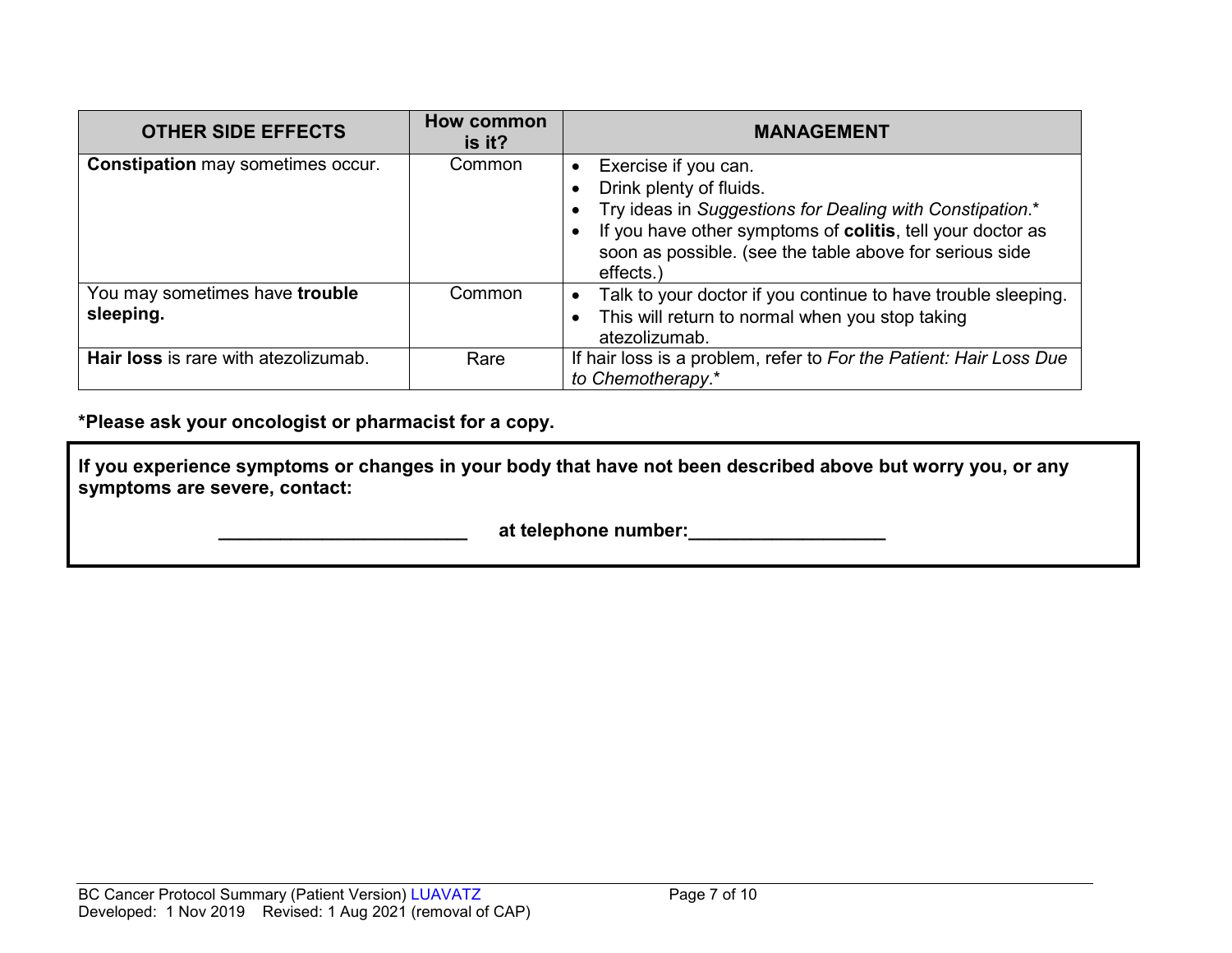| OTHER SIDE EFFECTS | How common is it? | MANAGEMENT |
|---|---|---|
| **Constipation** may sometimes occur. | Common | • Exercise if you can.<br>• Drink plenty of fluids.<br>• Try ideas in *Suggestions for Dealing with Constipation*.*<br>• If you have other symptoms of **colitis**, tell your doctor as soon as possible. (see the table above for serious side effects.) |
| You may sometimes have **trouble sleeping.** | Common | • Talk to your doctor if you continue to have trouble sleeping.<br>• This will return to normal when you stop taking atezolizumab. |
| **Hair loss** is rare with atezolizumab. | Rare | If hair loss is a problem, refer to *For the Patient: Hair Loss Due to Chemotherapy*.* |

**\*Please ask your oncologist or pharmacist for a copy.**

**If you experience symptoms or changes in your body that have not been described above but worry you, or any symptoms are severe, contact:**

**________________________ at telephone number:___________________**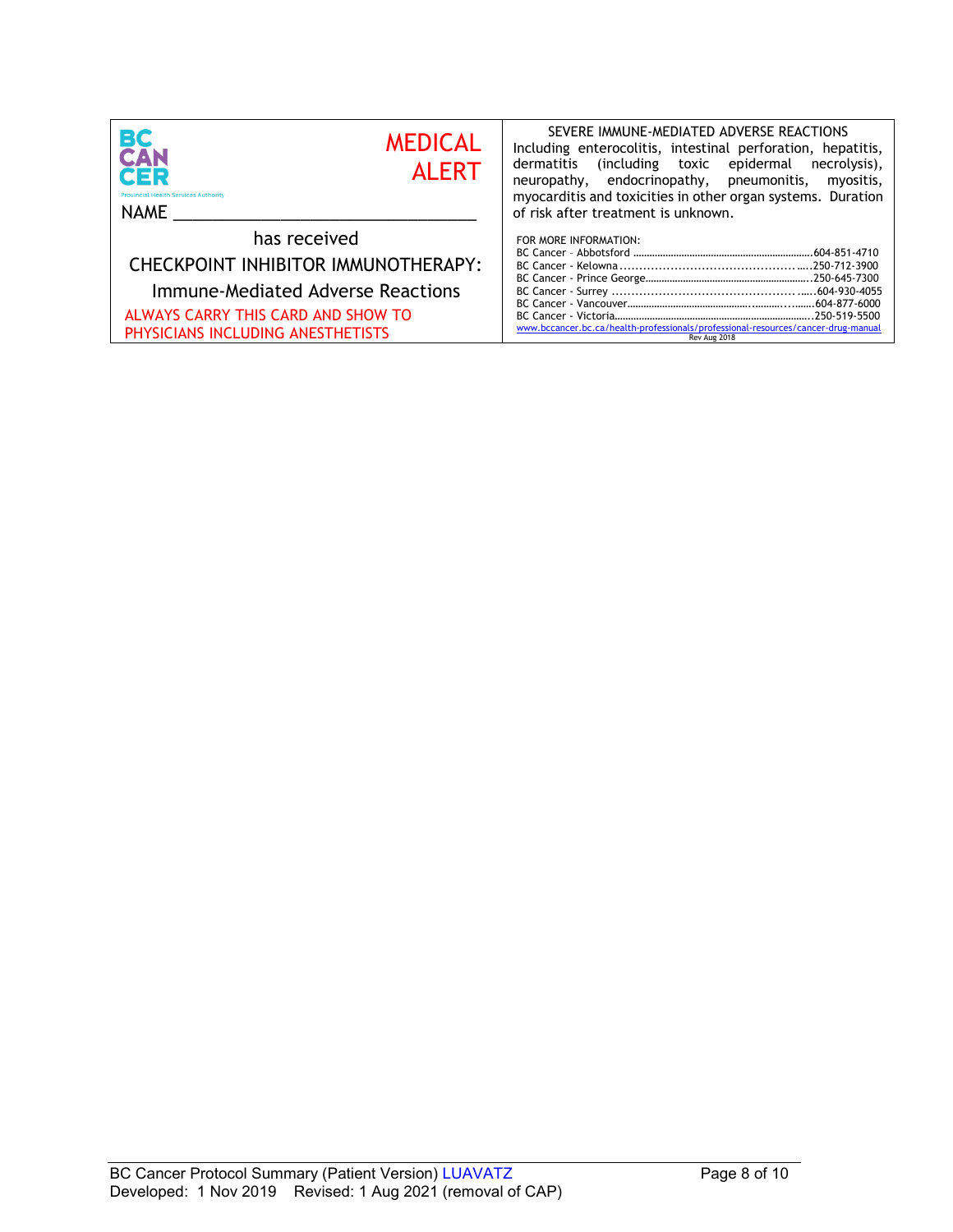BC CANCER

Provincial Health Services Authority

**MEDICAL ALERT**

NAME ________________________________

has received

CHECKPOINT INHIBITOR IMMUNOTHERAPY:

Immune-Mediated Adverse Reactions

ALWAYS CARRY THIS CARD AND SHOW TO PHYSICIANS INCLUDING ANESTHETISTS

SEVERE IMMUNE-MEDIATED ADVERSE REACTIONS

Including enterocolitis, intestinal perforation, hepatitis, dermatitis (including toxic epidermal necrolysis), neuropathy, endocrinopathy, pneumonitis, myositis, myocarditis and toxicities in other organ systems. Duration of risk after treatment is unknown.

FOR MORE INFORMATION:

BC Cancer – Abbotsford ........................................604-851-4710
BC Cancer - Kelowna ..........................................250-712-3900
BC Cancer - Prince George....................................250-645-7300
BC Cancer - Surrey ..............................................604-930-4055
BC Cancer - Vancouver.........................................604-877-6000
BC Cancer - Victoria.............................................250-519-5500

www.bccancer.bc.ca/health-professionals/professional-resources/cancer-drug-manual

Rev Aug 2018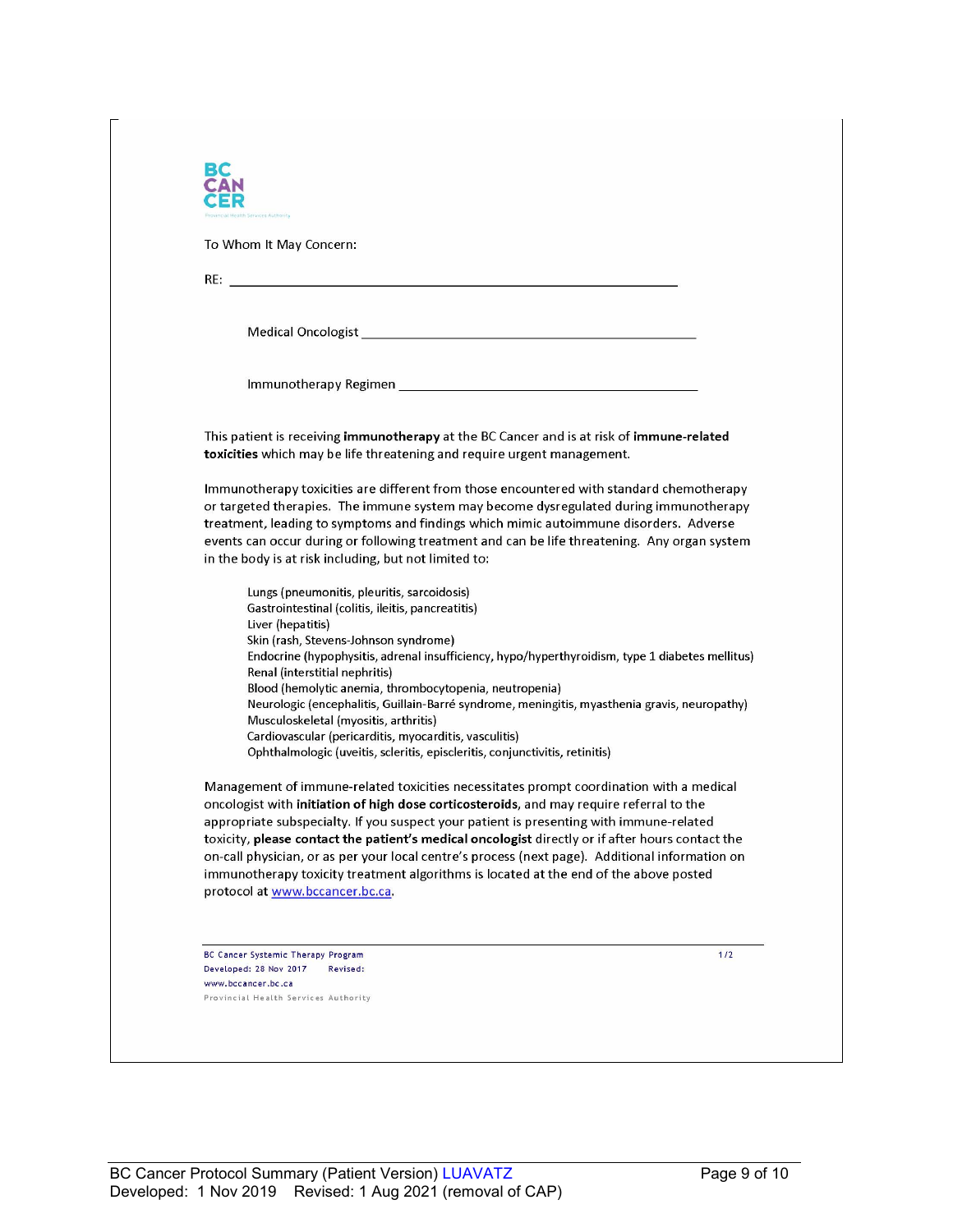BC CANCER

Provincial Health Services Authority

To Whom It May Concern:

RE: ______________________________________________

Medical Oncologist ______________________________________

Immunotherapy Regimen ___________________________________

This patient is receiving **immunotherapy** at the BC Cancer and is at risk of **immune-related toxicities** which may be life threatening and require urgent management.

Immunotherapy toxicities are different from those encountered with standard chemotherapy or targeted therapies. The immune system may become dysregulated during immunotherapy treatment, leading to symptoms and findings which mimic autoimmune disorders. Adverse events can occur during or following treatment and can be life threatening. Any organ system in the body is at risk including, but not limited to:

- Lungs (pneumonitis, pleuritis, sarcoidosis)
- Gastrointestinal (colitis, ileitis, pancreatitis)
- Liver (hepatitis)
- Skin (rash, Stevens-Johnson syndrome)
- Endocrine (hypophysitis, adrenal insufficiency, hypo/hyperthyroidism, type 1 diabetes mellitus)
- Renal (interstitial nephritis)
- Blood (hemolytic anemia, thrombocytopenia, neutropenia)
- Neurologic (encephalitis, Guillain-Barré syndrome, meningitis, myasthenia gravis, neuropathy)
- Musculoskeletal (myositis, arthritis)
- Cardiovascular (pericarditis, myocarditis, vasculitis)
- Ophthalmologic (uveitis, scleritis, episcleritis, conjunctivitis, retinitis)

Management of immune-related toxicities necessitates prompt coordination with a medical oncologist with **initiation of high dose corticosteroids**, and may require referral to the appropriate subspecialty. If you suspect your patient is presenting with immune-related toxicity, **please contact the patient's medical oncologist** directly or if after hours contact the on-call physician, or as per your local centre's process (next page). Additional information on immunotherapy toxicity treatment algorithms is located at the end of the above posted protocol at www.bccancer.bc.ca.

BC Cancer Systemic Therapy Program
Developed: 28 Nov 2017 Revised:
www.bccancer.bc.ca
Provincial Health Services Authority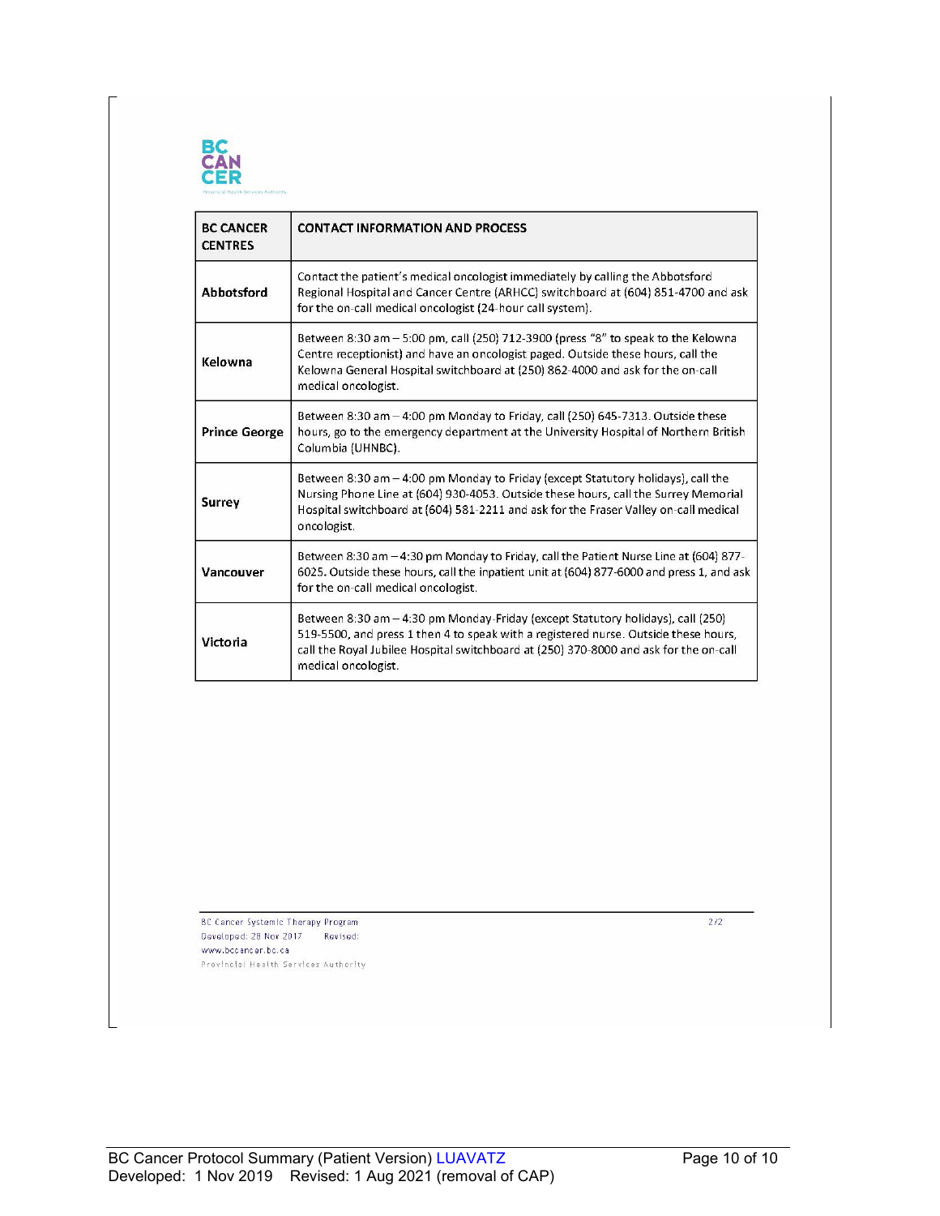| BC CANCER CENTRES | CONTACT INFORMATION AND PROCESS |
|---|---|
| **Abbotsford** | Contact the patient's medical oncologist immediately by calling the Abbotsford Regional Hospital and Cancer Centre (ARHCC) switchboard at (604) 851-4700 and ask for the on-call medical oncologist (24-hour call system). |
| **Kelowna** | Between 8:30 am – 5:00 pm, call (250) 712-3900 (press "8" to speak to the Kelowna Centre receptionist) and have an oncologist paged. Outside these hours, call the Kelowna General Hospital switchboard at (250) 862-4000 and ask for the on-call medical oncologist. |
| **Prince George** | Between 8:30 am – 4:00 pm Monday to Friday, call (250) 645-7313. Outside these hours, go to the emergency department at the University Hospital of Northern British Columbia (UHNBC). |
| **Surrey** | Between 8:30 am – 4:00 pm Monday to Friday (except Statutory holidays), call the Nursing Phone Line at (604) 930-4053. Outside these hours, call the Surrey Memorial Hospital switchboard at (604) 581-2211 and ask for the Fraser Valley on-call medical oncologist. |
| **Vancouver** | Between 8:30 am – 4:30 pm Monday to Friday, call the Patient Nurse Line at (604) 877-6025. Outside these hours, call the inpatient unit at (604) 877-6000 and press 1, and ask for the on-call medical oncologist. |
| **Victoria** | Between 8:30 am – 4:30 pm Monday-Friday (except Statutory holidays), call (250) 519-5500, and press 1 then 4 to speak with a registered nurse. Outside these hours, call the Royal Jubilee Hospital switchboard at (250) 370-8000 and ask for the on-call medical oncologist. |